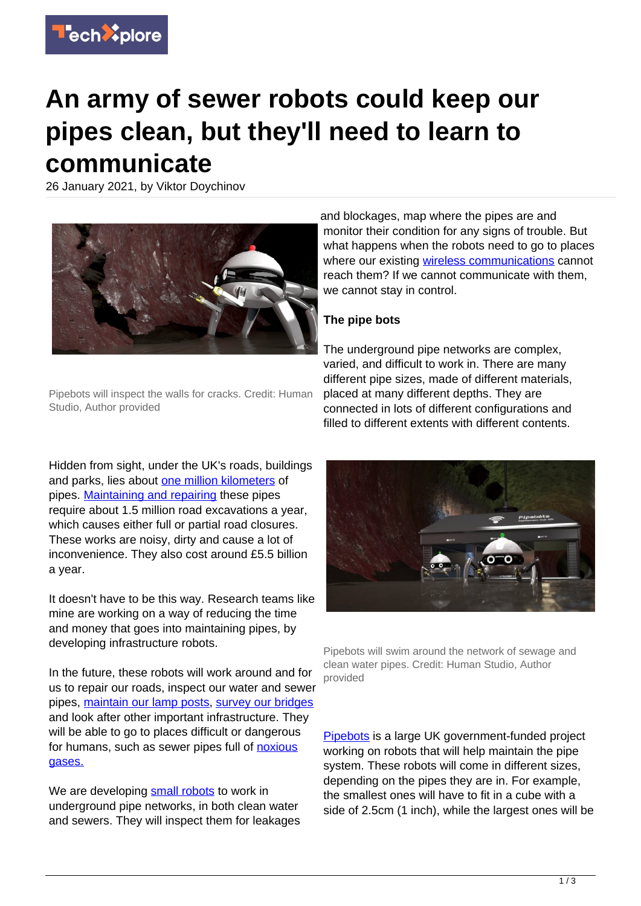# An army of sewer robots could keep our pipes clean, but they'll need to learn to communicate

26 January 2021, by Viktor Doychinov

Pipebots will inspect the walls for cracks. Credit: Human Studio, Author provided

Hidden from sight, under the UK's roads, buildings and parks, lies about one million kilometers of pipes. Maintaining and repairing these pipes require about 1.5 million road excavations a year, which causes either full or partial road closures. These works are noisy, dirty and cause a lot of inconvenience. They also cost around £5.5 billion a year.

It doesn't have to be this way. Research teams like mine are working on a way of reducing the time and money that goes into maintaining pipes, by developing infrastructure robots.

In the future, these robots will work around and for us to repair our roads, inspect our water and sewer pipes, maintain our lamp posts, survey our bridges and look after other important infrastructure. They will be able to go to places difficult or dangerous for humans, such as sewer pipes full of noxious gases.

We are developing small robots to work in underground pipe networks, in both clean water and sewers. They will inspect them for leakages and blockages, map where the pipes are and monitor their condition for any signs of trouble. But what happens when the robots need to go to places where our existing wireless communications cannot reach them? If we cannot communicate with them, we cannot stay in control.

**The pipe bots**

The underground pipe networks are complex, varied, and difficult to work in. There are many different pipe sizes, made of different materials, placed at many different depths. They are connected in lots of different configurations and filled to different extents with different contents.

Pipebots will swim around the network of sewage and clean water pipes. Credit: Human Studio, Author provided

Pipebots is a large UK government-funded project working on robots that will help maintain the pipe system. These robots will come in different sizes, depending on the pipes they are in. For example, the smallest ones will have to fit in a cube with a side of 2.5cm (1 inch), while the largest ones will be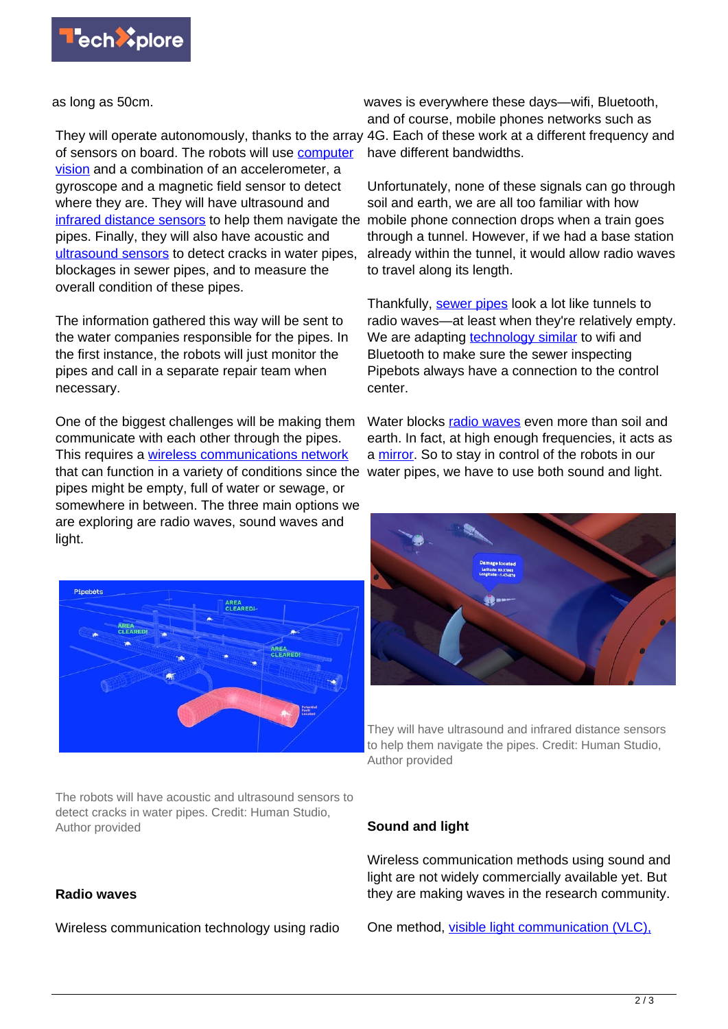as long as 50cm.

They will operate autonomously, thanks to the array of sensors on board. The robots will use computer vision and a combination of an accelerometer, a gyroscope and a magnetic field sensor to detect where they are. They will have ultrasound and infrared distance sensors to help them navigate the pipes. Finally, they will also have acoustic and ultrasound sensors to detect cracks in water pipes, blockages in sewer pipes, and to measure the overall condition of these pipes.

The information gathered this way will be sent to the water companies responsible for the pipes. In the first instance, the robots will just monitor the pipes and call in a separate repair team when necessary.

One of the biggest challenges will be making them communicate with each other through the pipes. This requires a wireless communications network that can function in a variety of conditions since the pipes might be empty, full of water or sewage, or somewhere in between. The three main options we are exploring are radio waves, sound waves and light.

The robots will have acoustic and ultrasound sensors to detect cracks in water pipes. Credit: Human Studio, Author provided

## Radio waves

Wireless communication technology using radio waves is everywhere these days—wifi, Bluetooth, and of course, mobile phones networks such as 4G. Each of these work at a different frequency and have different bandwidths.

Unfortunately, none of these signals can go through soil and earth, we are all too familiar with how mobile phone connection drops when a train goes through a tunnel. However, if we had a base station already within the tunnel, it would allow radio waves to travel along its length.

Thankfully, sewer pipes look a lot like tunnels to radio waves—at least when they're relatively empty. We are adapting technology similar to wifi and Bluetooth to make sure the sewer inspecting Pipebots always have a connection to the control center.

Water blocks radio waves even more than soil and earth. In fact, at high enough frequencies, it acts as a mirror. So to stay in control of the robots in our water pipes, we have to use both sound and light.

They will have ultrasound and infrared distance sensors to help them navigate the pipes. Credit: Human Studio, Author provided

## Sound and light

Wireless communication methods using sound and light are not widely commercially available yet. But they are making waves in the research community.

One method, visible light communication (VLC),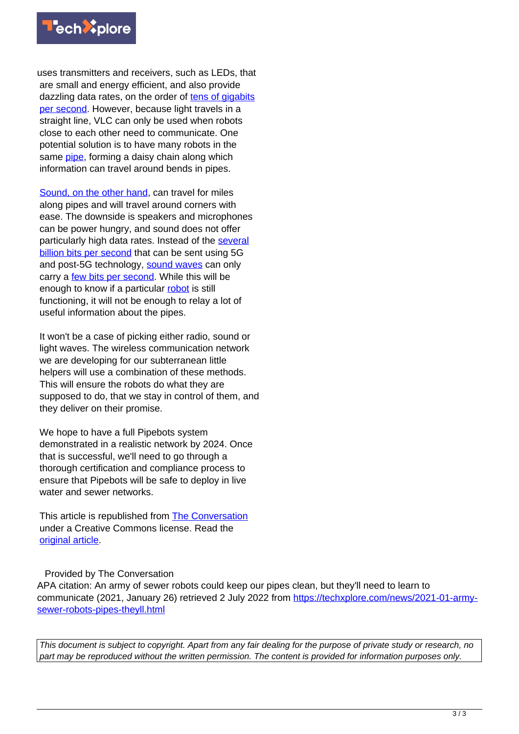uses transmitters and receivers, such as LEDs, that are small and energy efficient, and also provide dazzling data rates, on the order of tens of gigabits per second. However, because light travels in a straight line, VLC can only be used when robots close to each other need to communicate. One potential solution is to have many robots in the same pipe, forming a daisy chain along which information can travel around bends in pipes.

Sound, on the other hand, can travel for miles along pipes and will travel around corners with ease. The downside is speakers and microphones can be power hungry, and sound does not offer particularly high data rates. Instead of the several billion bits per second that can be sent using 5G and post-5G technology, sound waves can only carry a few bits per second. While this will be enough to know if a particular robot is still functioning, it will not be enough to relay a lot of useful information about the pipes.

It won't be a case of picking either radio, sound or light waves. The wireless communication network we are developing for our subterranean little helpers will use a combination of these methods. This will ensure the robots do what they are supposed to do, that we stay in control of them, and they deliver on their promise.

We hope to have a full Pipebots system demonstrated in a realistic network by 2024. Once that is successful, we'll need to go through a thorough certification and compliance process to ensure that Pipebots will be safe to deploy in live water and sewer networks.

This article is republished from The Conversation under a Creative Commons license. Read the original article.

Provided by The Conversation

APA citation: An army of sewer robots could keep our pipes clean, but they'll need to learn to communicate (2021, January 26) retrieved 2 July 2022 from https://techxplore.com/news/2021-01-army-sewer-robots-pipes-theyll.html

*This document is subject to copyright. Apart from any fair dealing for the purpose of private study or research, no part may be reproduced without the written permission. The content is provided for information purposes only.*